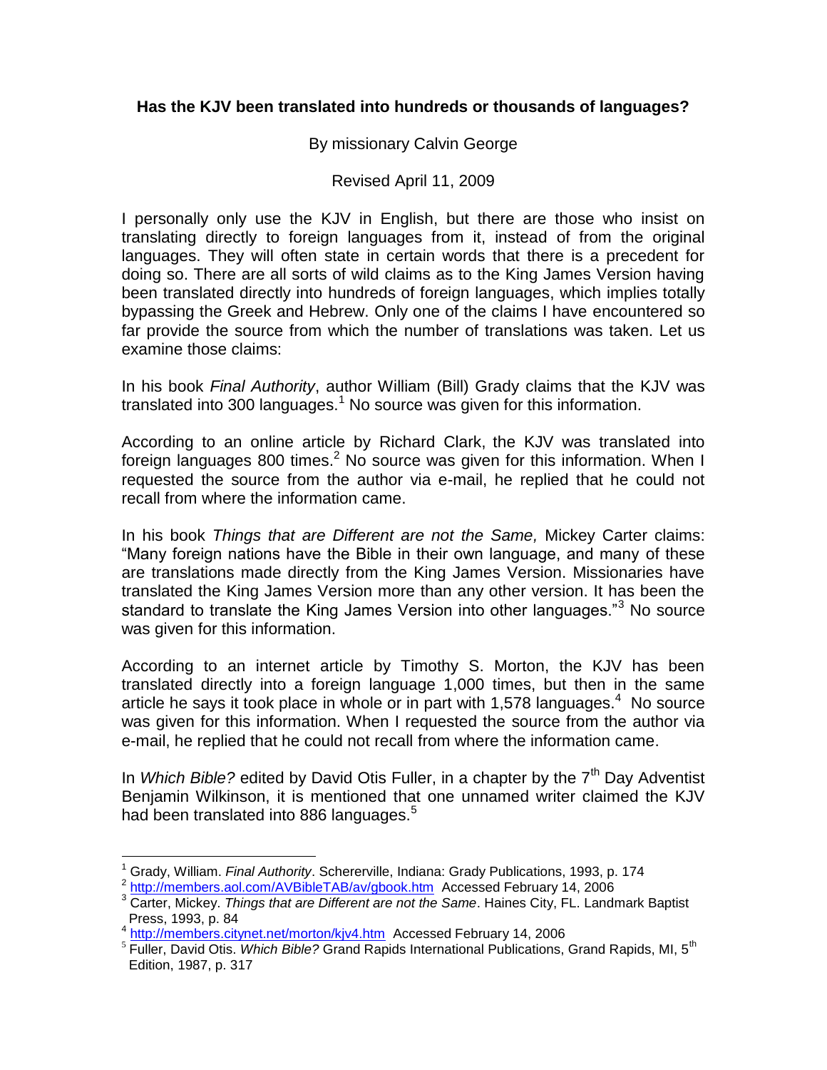**Has the KJV been translated into hundreds or thousands of languages?**

By missionary Calvin George

Revised April 11, 2009

I personally only use the KJV in English, but there are those who insist on translating directly to foreign languages from it, instead of from the original languages. They will often state in certain words that there is a precedent for doing so. There are all sorts of wild claims as to the King James Version having been translated directly into hundreds of foreign languages, which implies totally bypassing the Greek and Hebrew. Only one of the claims I have encountered so far provide the source from which the number of translations was taken. Let us examine those claims:

In his book *Final Authority*, author William (Bill) Grady claims that the KJV was translated into 300 languages.[1] No source was given for this information.

According to an online article by Richard Clark, the KJV was translated into foreign languages 800 times.[2] No source was given for this information. When I requested the source from the author via e-mail, he replied that he could not recall from where the information came.

In his book *Things that are Different are not the Same,* Mickey Carter claims: “Many foreign nations have the Bible in their own language, and many of these are translations made directly from the King James Version. Missionaries have translated the King James Version more than any other version. It has been the standard to translate the King James Version into other languages.”[3] No source was given for this information.

According to an internet article by Timothy S. Morton, the KJV has been translated directly into a foreign language 1,000 times, but then in the same article he says it took place in whole or in part with 1,578 languages.[4] No source was given for this information. When I requested the source from the author via e-mail, he replied that he could not recall from where the information came.

In *Which Bible?* edited by David Otis Fuller, in a chapter by the 7th Day Adventist Benjamin Wilkinson, it is mentioned that one unnamed writer claimed the KJV had been translated into 886 languages.[5]

---

[1] Grady, William. *Final Authority*. Schererville, Indiana: Grady Publications, 1993, p. 174

[2] http://members.aol.com/AVBibleTAB/av/gbook.htm Accessed February 14, 2006

[3] Carter, Mickey. *Things that are Different are not the Same*. Haines City, FL. Landmark Baptist Press, 1993, p. 84

[4] http://members.citynet.net/morton/kjv4.htm Accessed February 14, 2006

[5] Fuller, David Otis. *Which Bible?* Grand Rapids International Publications, Grand Rapids, MI, 5th Edition, 1987, p. 317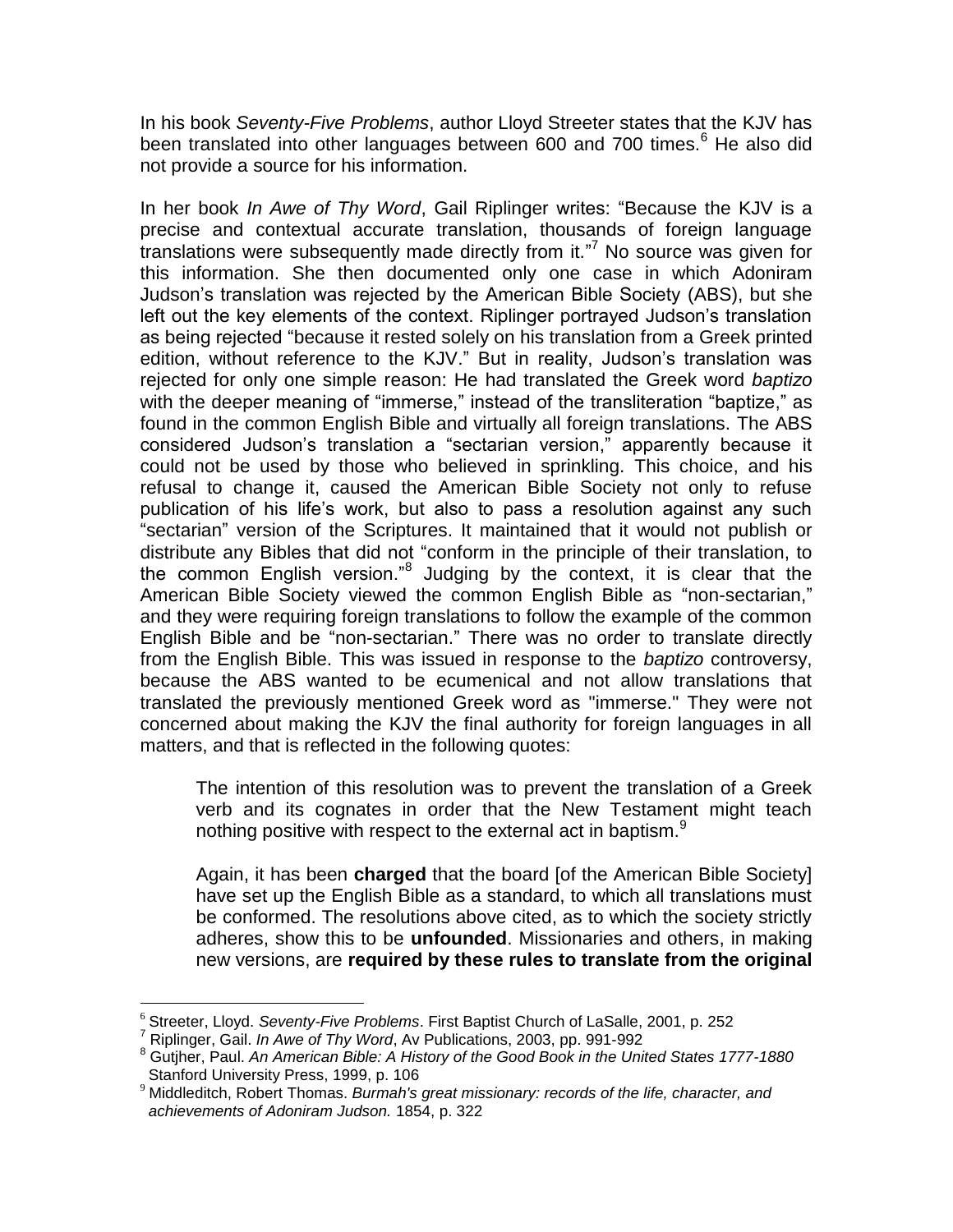In his book *Seventy-Five Problems*, author Lloyd Streeter states that the KJV has been translated into other languages between 600 and 700 times.[6] He also did not provide a source for his information.

In her book *In Awe of Thy Word*, Gail Riplinger writes: "Because the KJV is a precise and contextual accurate translation, thousands of foreign language translations were subsequently made directly from it."[7] No source was given for this information. She then documented only one case in which Adoniram Judson's translation was rejected by the American Bible Society (ABS), but she left out the key elements of the context. Riplinger portrayed Judson's translation as being rejected "because it rested solely on his translation from a Greek printed edition, without reference to the KJV." But in reality, Judson's translation was rejected for only one simple reason: He had translated the Greek word *baptizo* with the deeper meaning of "immerse," instead of the transliteration "baptize," as found in the common English Bible and virtually all foreign translations. The ABS considered Judson's translation a "sectarian version," apparently because it could not be used by those who believed in sprinkling. This choice, and his refusal to change it, caused the American Bible Society not only to refuse publication of his life's work, but also to pass a resolution against any such "sectarian" version of the Scriptures. It maintained that it would not publish or distribute any Bibles that did not "conform in the principle of their translation, to the common English version."[8] Judging by the context, it is clear that the American Bible Society viewed the common English Bible as "non-sectarian," and they were requiring foreign translations to follow the example of the common English Bible and be "non-sectarian." There was no order to translate directly from the English Bible. This was issued in response to the *baptizo* controversy, because the ABS wanted to be ecumenical and not allow translations that translated the previously mentioned Greek word as "immerse." They were not concerned about making the KJV the final authority for foreign languages in all matters, and that is reflected in the following quotes:

> The intention of this resolution was to prevent the translation of a Greek verb and its cognates in order that the New Testament might teach nothing positive with respect to the external act in baptism.[9]
>
> Again, it has been **charged** that the board [of the American Bible Society] have set up the English Bible as a standard, to which all translations must be conformed. The resolutions above cited, as to which the society strictly adheres, show this to be **unfounded**. Missionaries and others, in making new versions, are **required by these rules to translate from the original**

---

[6] Streeter, Lloyd. *Seventy-Five Problems*. First Baptist Church of LaSalle, 2001, p. 252

[7] Riplinger, Gail. *In Awe of Thy Word*, Av Publications, 2003, pp. 991-992

[8] Gutjher, Paul. *An American Bible: A History of the Good Book in the United States 1777-1880* Stanford University Press, 1999, p. 106

[9] Middleditch, Robert Thomas. *Burmah's great missionary: records of the life, character, and achievements of Adoniram Judson.* 1854, p. 322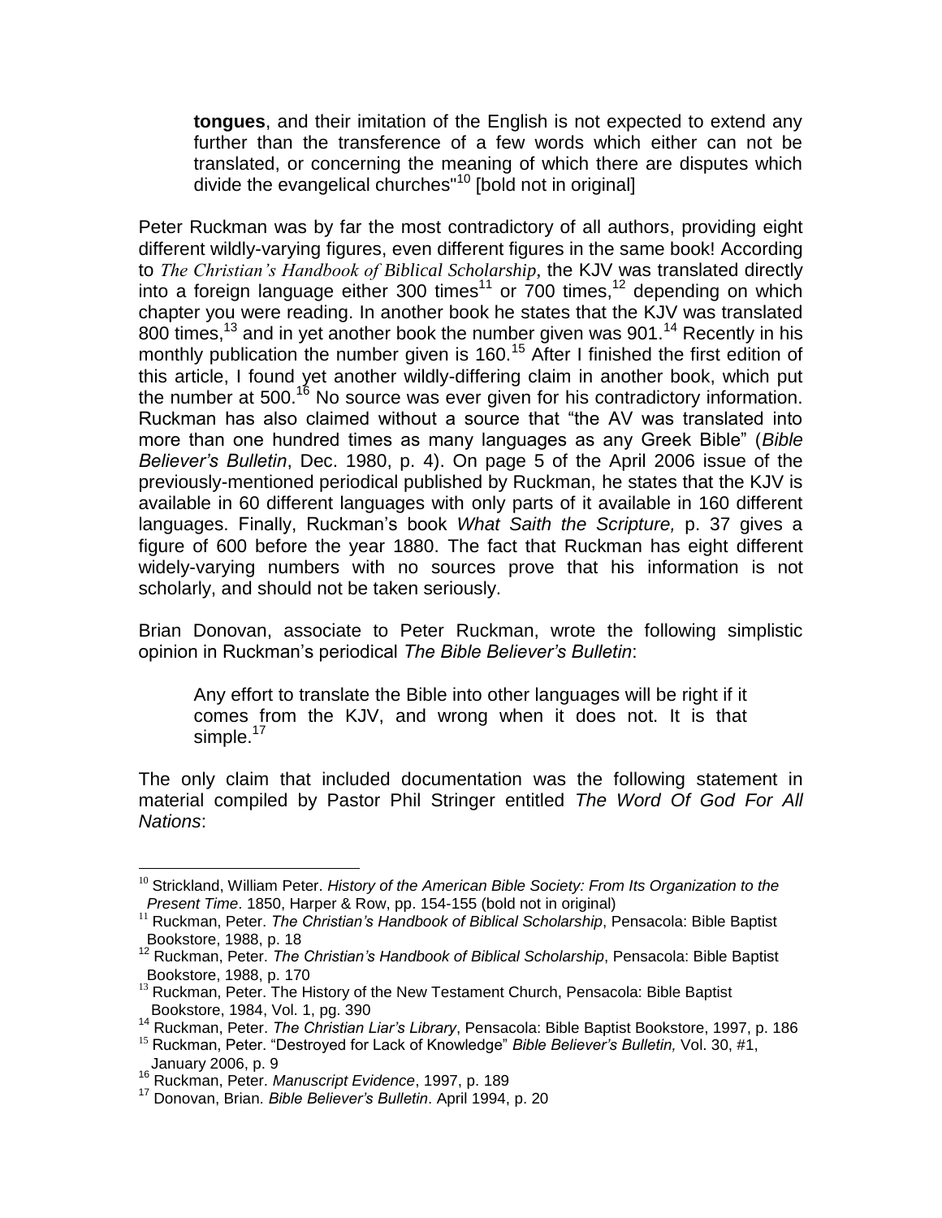> **tongues**, and their imitation of the English is not expected to extend any further than the transference of a few words which either can not be translated, or concerning the meaning of which there are disputes which divide the evangelical churches"[10] [bold not in original]

Peter Ruckman was by far the most contradictory of all authors, providing eight different wildly-varying figures, even different figures in the same book! According to *The Christian's Handbook of Biblical Scholarship*, the KJV was translated directly into a foreign language either 300 times[11] or 700 times,[12] depending on which chapter you were reading. In another book he states that the KJV was translated 800 times,[13] and in yet another book the number given was 901.[14] Recently in his monthly publication the number given is 160.[15] After I finished the first edition of this article, I found yet another wildly-differing claim in another book, which put the number at 500.[16] No source was ever given for his contradictory information. Ruckman has also claimed without a source that "the AV was translated into more than one hundred times as many languages as any Greek Bible" (*Bible Believer's Bulletin*, Dec. 1980, p. 4). On page 5 of the April 2006 issue of the previously-mentioned periodical published by Ruckman, he states that the KJV is available in 60 different languages with only parts of it available in 160 different languages. Finally, Ruckman's book *What Saith the Scripture,* p. 37 gives a figure of 600 before the year 1880. The fact that Ruckman has eight different widely-varying numbers with no sources prove that his information is not scholarly, and should not be taken seriously.

Brian Donovan, associate to Peter Ruckman, wrote the following simplistic opinion in Ruckman's periodical *The Bible Believer's Bulletin*:

> Any effort to translate the Bible into other languages will be right if it comes from the KJV, and wrong when it does not. It is that simple.[17]

The only claim that included documentation was the following statement in material compiled by Pastor Phil Stringer entitled *The Word Of God For All Nations*:

---

[10] Strickland, William Peter. *History of the American Bible Society: From Its Organization to the Present Time*. 1850, Harper & Row, pp. 154-155 (bold not in original)

[11] Ruckman, Peter. *The Christian's Handbook of Biblical Scholarship*, Pensacola: Bible Baptist Bookstore, 1988, p. 18

[12] Ruckman, Peter. *The Christian's Handbook of Biblical Scholarship*, Pensacola: Bible Baptist Bookstore, 1988, p. 170

[13] Ruckman, Peter. The History of the New Testament Church, Pensacola: Bible Baptist Bookstore, 1984, Vol. 1, pg. 390

[14] Ruckman, Peter. *The Christian Liar's Library*, Pensacola: Bible Baptist Bookstore, 1997, p. 186

[15] Ruckman, Peter. "Destroyed for Lack of Knowledge" *Bible Believer's Bulletin,* Vol. 30, #1, January 2006, p. 9

[16] Ruckman, Peter. *Manuscript Evidence*, 1997, p. 189

[17] Donovan, Brian. *Bible Believer's Bulletin*. April 1994, p. 20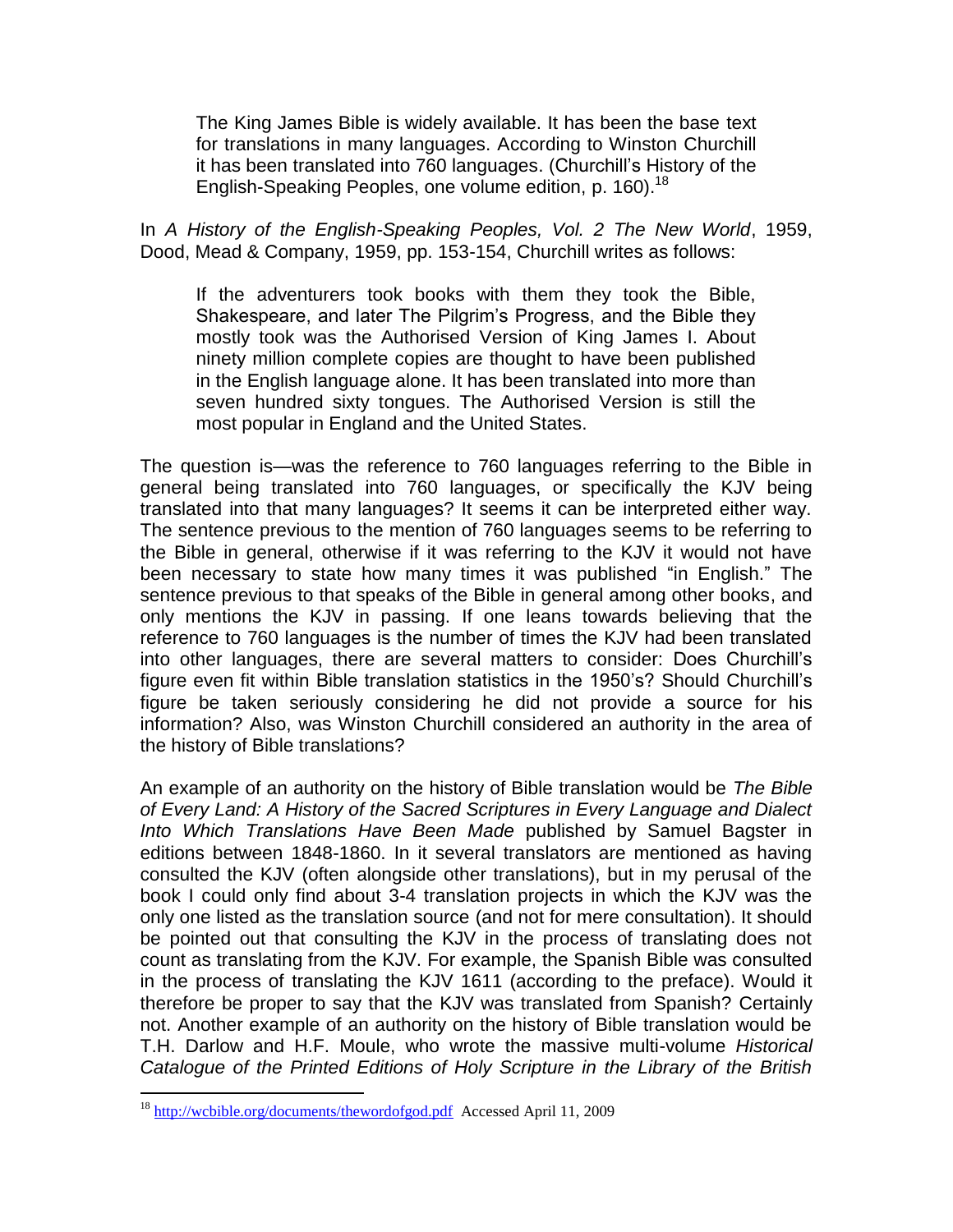> The King James Bible is widely available. It has been the base text for translations in many languages. According to Winston Churchill it has been translated into 760 languages. (Churchill's History of the English-Speaking Peoples, one volume edition, p. 160).[18]

In *A History of the English-Speaking Peoples, Vol. 2 The New World*, 1959, Dood, Mead & Company, 1959, pp. 153-154, Churchill writes as follows:

> If the adventurers took books with them they took the Bible, Shakespeare, and later The Pilgrim's Progress, and the Bible they mostly took was the Authorised Version of King James I. About ninety million complete copies are thought to have been published in the English language alone. It has been translated into more than seven hundred sixty tongues. The Authorised Version is still the most popular in England and the United States.

The question is—was the reference to 760 languages referring to the Bible in general being translated into 760 languages, or specifically the KJV being translated into that many languages? It seems it can be interpreted either way. The sentence previous to the mention of 760 languages seems to be referring to the Bible in general, otherwise if it was referring to the KJV it would not have been necessary to state how many times it was published "in English." The sentence previous to that speaks of the Bible in general among other books, and only mentions the KJV in passing. If one leans towards believing that the reference to 760 languages is the number of times the KJV had been translated into other languages, there are several matters to consider: Does Churchill's figure even fit within Bible translation statistics in the 1950's? Should Churchill's figure be taken seriously considering he did not provide a source for his information? Also, was Winston Churchill considered an authority in the area of the history of Bible translations?

An example of an authority on the history of Bible translation would be *The Bible of Every Land: A History of the Sacred Scriptures in Every Language and Dialect Into Which Translations Have Been Made* published by Samuel Bagster in editions between 1848-1860. In it several translators are mentioned as having consulted the KJV (often alongside other translations), but in my perusal of the book I could only find about 3-4 translation projects in which the KJV was the only one listed as the translation source (and not for mere consultation). It should be pointed out that consulting the KJV in the process of translating does not count as translating from the KJV. For example, the Spanish Bible was consulted in the process of translating the KJV 1611 (according to the preface). Would it therefore be proper to say that the KJV was translated from Spanish? Certainly not. Another example of an authority on the history of Bible translation would be T.H. Darlow and H.F. Moule, who wrote the massive multi-volume *Historical Catalogue of the Printed Editions of Holy Scripture in the Library of the British*

---

[18] http://wcbible.org/documents/thewordofgod.pdf Accessed April 11, 2009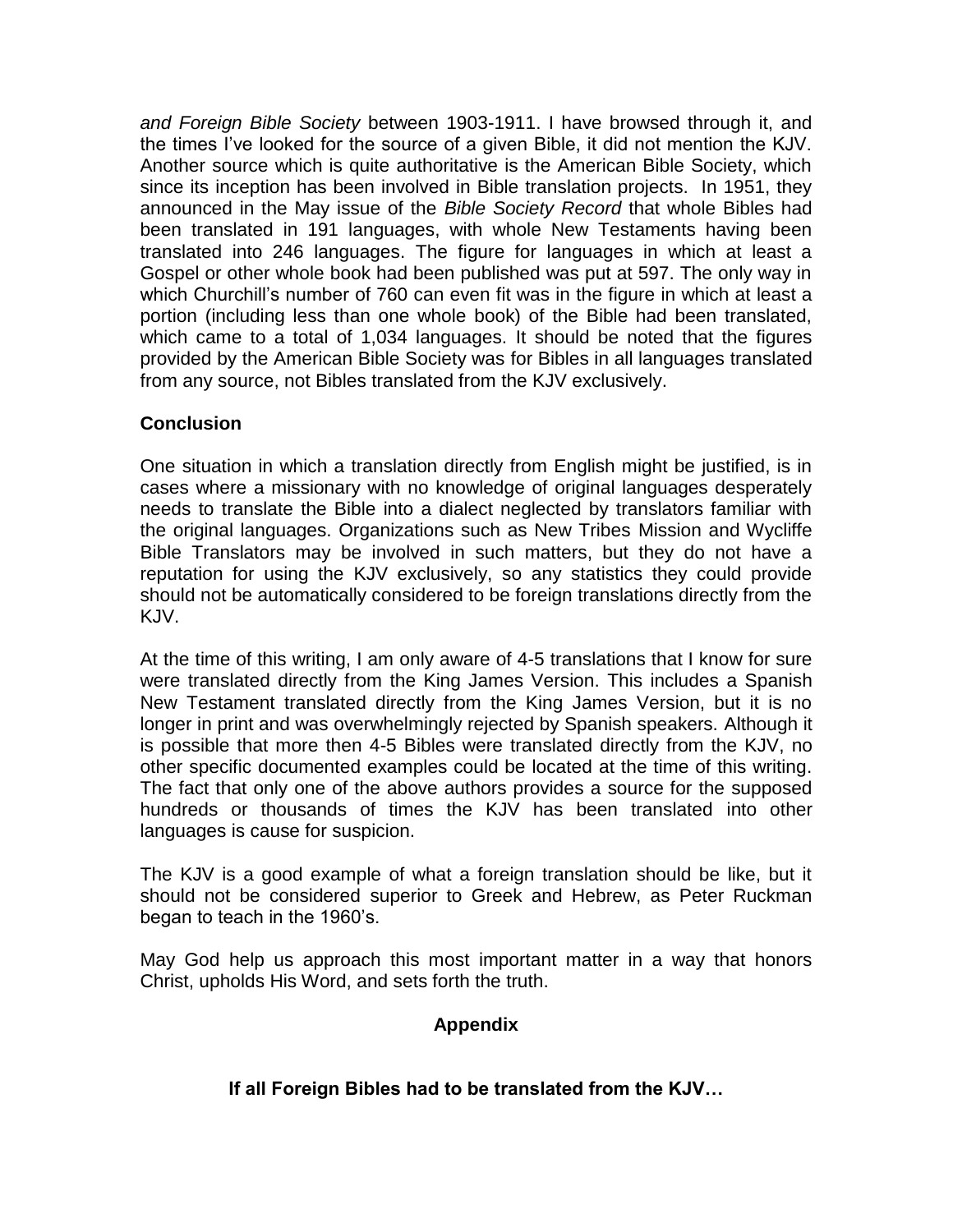*and Foreign Bible Society* between 1903-1911. I have browsed through it, and the times I've looked for the source of a given Bible, it did not mention the KJV. Another source which is quite authoritative is the American Bible Society, which since its inception has been involved in Bible translation projects. In 1951, they announced in the May issue of the *Bible Society Record* that whole Bibles had been translated in 191 languages, with whole New Testaments having been translated into 246 languages. The figure for languages in which at least a Gospel or other whole book had been published was put at 597. The only way in which Churchill's number of 760 can even fit was in the figure in which at least a portion (including less than one whole book) of the Bible had been translated, which came to a total of 1,034 languages. It should be noted that the figures provided by the American Bible Society was for Bibles in all languages translated from any source, not Bibles translated from the KJV exclusively.

**Conclusion**

One situation in which a translation directly from English might be justified, is in cases where a missionary with no knowledge of original languages desperately needs to translate the Bible into a dialect neglected by translators familiar with the original languages. Organizations such as New Tribes Mission and Wycliffe Bible Translators may be involved in such matters, but they do not have a reputation for using the KJV exclusively, so any statistics they could provide should not be automatically considered to be foreign translations directly from the KJV.

At the time of this writing, I am only aware of 4-5 translations that I know for sure were translated directly from the King James Version. This includes a Spanish New Testament translated directly from the King James Version, but it is no longer in print and was overwhelmingly rejected by Spanish speakers. Although it is possible that more then 4-5 Bibles were translated directly from the KJV, no other specific documented examples could be located at the time of this writing. The fact that only one of the above authors provides a source for the supposed hundreds or thousands of times the KJV has been translated into other languages is cause for suspicion.

The KJV is a good example of what a foreign translation should be like, but it should not be considered superior to Greek and Hebrew, as Peter Ruckman began to teach in the 1960's.

May God help us approach this most important matter in a way that honors Christ, upholds His Word, and sets forth the truth.

## Appendix

### If all Foreign Bibles had to be translated from the KJV…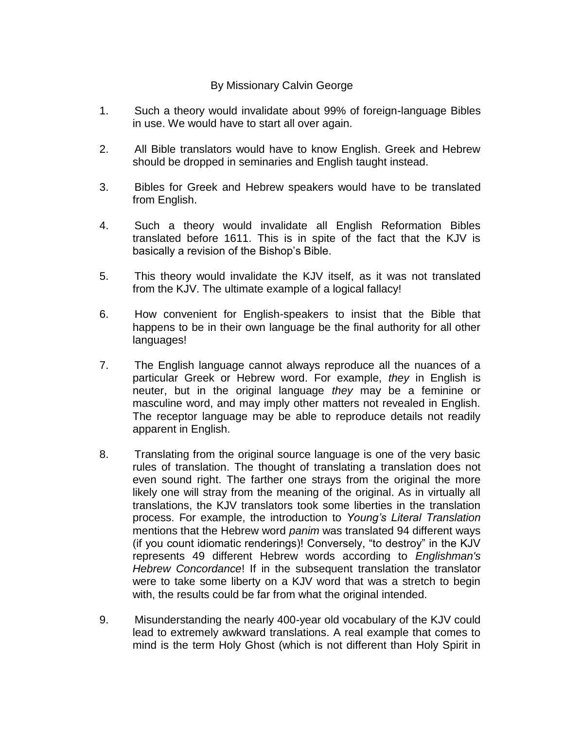By Missionary Calvin George

1. Such a theory would invalidate about 99% of foreign-language Bibles in use. We would have to start all over again.

2. All Bible translators would have to know English. Greek and Hebrew should be dropped in seminaries and English taught instead.

3. Bibles for Greek and Hebrew speakers would have to be translated from English.

4. Such a theory would invalidate all English Reformation Bibles translated before 1611. This is in spite of the fact that the KJV is basically a revision of the Bishop's Bible.

5. This theory would invalidate the KJV itself, as it was not translated from the KJV. The ultimate example of a logical fallacy!

6. How convenient for English-speakers to insist that the Bible that happens to be in their own language be the final authority for all other languages!

7. The English language cannot always reproduce all the nuances of a particular Greek or Hebrew word. For example, *they* in English is neuter, but in the original language *they* may be a feminine or masculine word, and may imply other matters not revealed in English. The receptor language may be able to reproduce details not readily apparent in English.

8. Translating from the original source language is one of the very basic rules of translation. The thought of translating a translation does not even sound right. The farther one strays from the original the more likely one will stray from the meaning of the original. As in virtually all translations, the KJV translators took some liberties in the translation process. For example, the introduction to *Young's Literal Translation* mentions that the Hebrew word *panim* was translated 94 different ways (if you count idiomatic renderings)! Conversely, "to destroy" in the KJV represents 49 different Hebrew words according to *Englishman's Hebrew Concordance*! If in the subsequent translation the translator were to take some liberty on a KJV word that was a stretch to begin with, the results could be far from what the original intended.

9. Misunderstanding the nearly 400-year old vocabulary of the KJV could lead to extremely awkward translations. A real example that comes to mind is the term Holy Ghost (which is not different than Holy Spirit in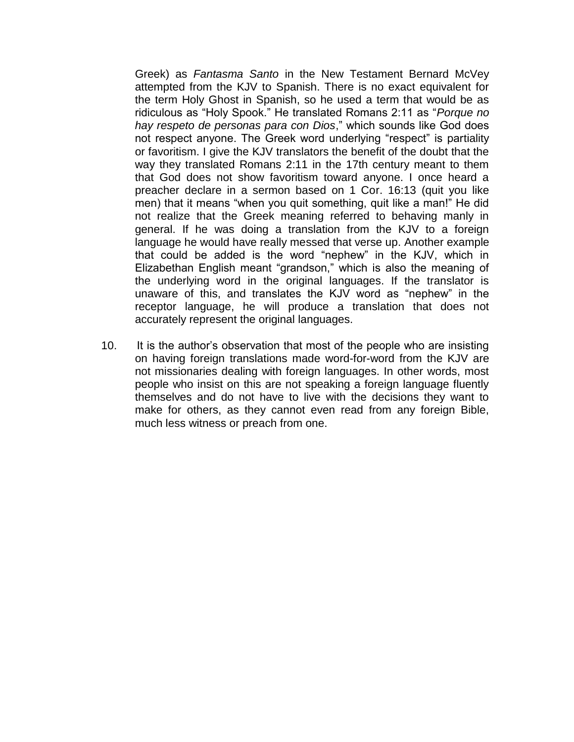Greek) as *Fantasma Santo* in the New Testament Bernard McVey attempted from the KJV to Spanish. There is no exact equivalent for the term Holy Ghost in Spanish, so he used a term that would be as ridiculous as “Holy Spook.” He translated Romans 2:11 as “*Porque no hay respeto de personas para con Dios*,” which sounds like God does not respect anyone. The Greek word underlying “respect” is partiality or favoritism. I give the KJV translators the benefit of the doubt that the way they translated Romans 2:11 in the 17th century meant to them that God does not show favoritism toward anyone. I once heard a preacher declare in a sermon based on 1 Cor. 16:13 (quit you like men) that it means “when you quit something, quit like a man!” He did not realize that the Greek meaning referred to behaving manly in general. If he was doing a translation from the KJV to a foreign language he would have really messed that verse up. Another example that could be added is the word “nephew” in the KJV, which in Elizabethan English meant “grandson,” which is also the meaning of the underlying word in the original languages. If the translator is unaware of this, and translates the KJV word as “nephew” in the receptor language, he will produce a translation that does not accurately represent the original languages.

10. It is the author’s observation that most of the people who are insisting on having foreign translations made word-for-word from the KJV are not missionaries dealing with foreign languages. In other words, most people who insist on this are not speaking a foreign language fluently themselves and do not have to live with the decisions they want to make for others, as they cannot even read from any foreign Bible, much less witness or preach from one.